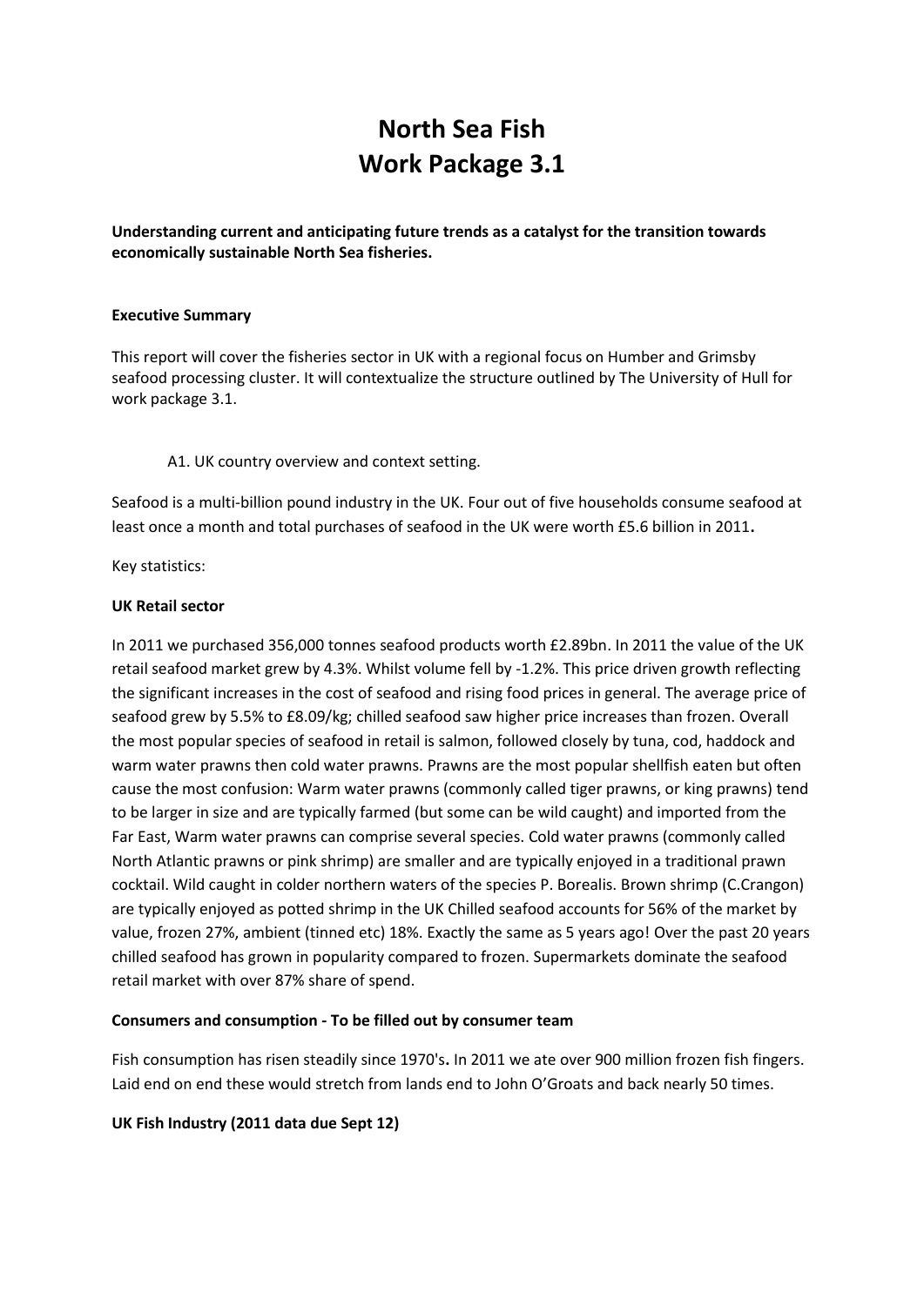# North Sea Fish
# Work Package 3.1

**Understanding current and anticipating future trends as a catalyst for the transition towards economically sustainable North Sea fisheries.**

**Executive Summary**

This report will cover the fisheries sector in UK with a regional focus on Humber and Grimsby seafood processing cluster. It will contextualize the structure outlined by The University of Hull for work package 3.1.

A1. UK country overview and context setting.

Seafood is a multi-billion pound industry in the UK. Four out of five households consume seafood at least once a month and total purchases of seafood in the UK were worth £5.6 billion in 2011**.**

Key statistics:

**UK Retail sector**

In 2011 we purchased 356,000 tonnes seafood products worth £2.89bn. In 2011 the value of the UK retail seafood market grew by 4.3%. Whilst volume fell by -1.2%. This price driven growth reflecting the significant increases in the cost of seafood and rising food prices in general. The average price of seafood grew by 5.5% to £8.09/kg; chilled seafood saw higher price increases than frozen. Overall the most popular species of seafood in retail is salmon, followed closely by tuna, cod, haddock and warm water prawns then cold water prawns. Prawns are the most popular shellfish eaten but often cause the most confusion: Warm water prawns (commonly called tiger prawns, or king prawns) tend to be larger in size and are typically farmed (but some can be wild caught) and imported from the Far East, Warm water prawns can comprise several species. Cold water prawns (commonly called North Atlantic prawns or pink shrimp) are smaller and are typically enjoyed in a traditional prawn cocktail. Wild caught in colder northern waters of the species P. Borealis. Brown shrimp (C.Crangon) are typically enjoyed as potted shrimp in the UK Chilled seafood accounts for 56% of the market by value, frozen 27%, ambient (tinned etc) 18%. Exactly the same as 5 years ago! Over the past 20 years chilled seafood has grown in popularity compared to frozen. Supermarkets dominate the seafood retail market with over 87% share of spend.

**Consumers and consumption - To be filled out by consumer team**

Fish consumption has risen steadily since 1970's**.** In 2011 we ate over 900 million frozen fish fingers. Laid end on end these would stretch from lands end to John O'Groats and back nearly 50 times.

**UK Fish Industry (2011 data due Sept 12)**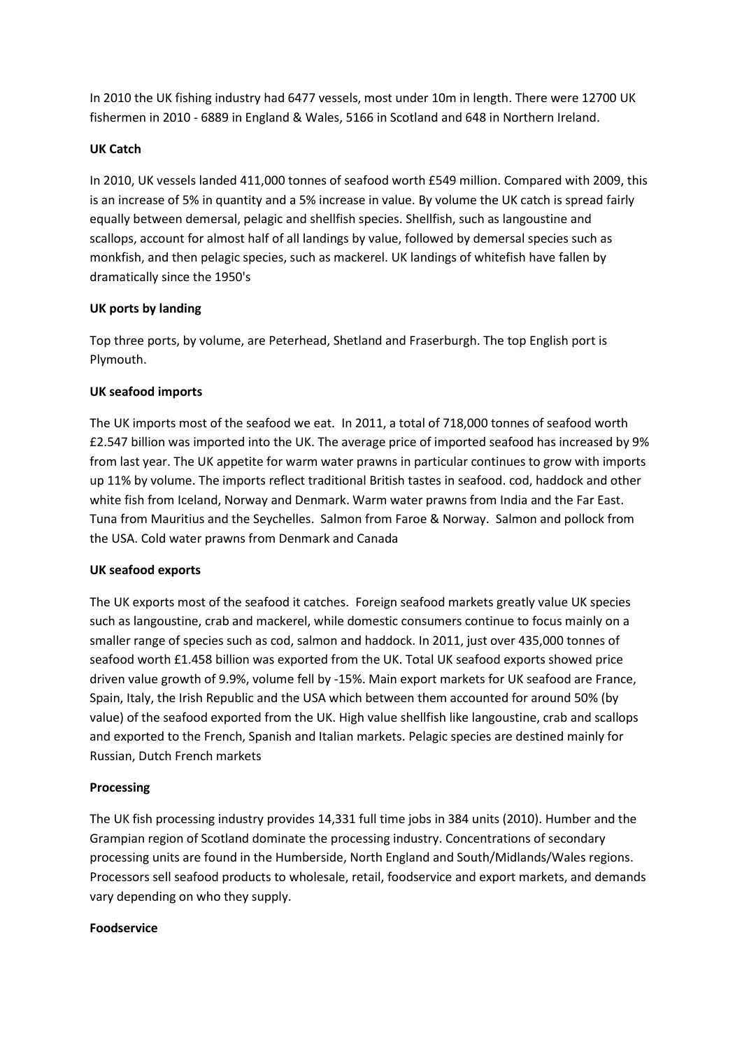In 2010 the UK fishing industry had 6477 vessels, most under 10m in length. There were 12700 UK fishermen in 2010 - 6889 in England & Wales, 5166 in Scotland and 648 in Northern Ireland.

**UK Catch**

In 2010, UK vessels landed 411,000 tonnes of seafood worth £549 million. Compared with 2009, this is an increase of 5% in quantity and a 5% increase in value. By volume the UK catch is spread fairly equally between demersal, pelagic and shellfish species. Shellfish, such as langoustine and scallops, account for almost half of all landings by value, followed by demersal species such as monkfish, and then pelagic species, such as mackerel. UK landings of whitefish have fallen by dramatically since the 1950's

**UK ports by landing**

Top three ports, by volume, are Peterhead, Shetland and Fraserburgh. The top English port is Plymouth.

**UK seafood imports**

The UK imports most of the seafood we eat. In 2011, a total of 718,000 tonnes of seafood worth £2.547 billion was imported into the UK. The average price of imported seafood has increased by 9% from last year. The UK appetite for warm water prawns in particular continues to grow with imports up 11% by volume. The imports reflect traditional British tastes in seafood. cod, haddock and other white fish from Iceland, Norway and Denmark. Warm water prawns from India and the Far East. Tuna from Mauritius and the Seychelles. Salmon from Faroe & Norway. Salmon and pollock from the USA. Cold water prawns from Denmark and Canada

**UK seafood exports**

The UK exports most of the seafood it catches. Foreign seafood markets greatly value UK species such as langoustine, crab and mackerel, while domestic consumers continue to focus mainly on a smaller range of species such as cod, salmon and haddock. In 2011, just over 435,000 tonnes of seafood worth £1.458 billion was exported from the UK. Total UK seafood exports showed price driven value growth of 9.9%, volume fell by -15%. Main export markets for UK seafood are France, Spain, Italy, the Irish Republic and the USA which between them accounted for around 50% (by value) of the seafood exported from the UK. High value shellfish like langoustine, crab and scallops and exported to the French, Spanish and Italian markets. Pelagic species are destined mainly for Russian, Dutch French markets

**Processing**

The UK fish processing industry provides 14,331 full time jobs in 384 units (2010). Humber and the Grampian region of Scotland dominate the processing industry. Concentrations of secondary processing units are found in the Humberside, North England and South/Midlands/Wales regions. Processors sell seafood products to wholesale, retail, foodservice and export markets, and demands vary depending on who they supply.

**Foodservice**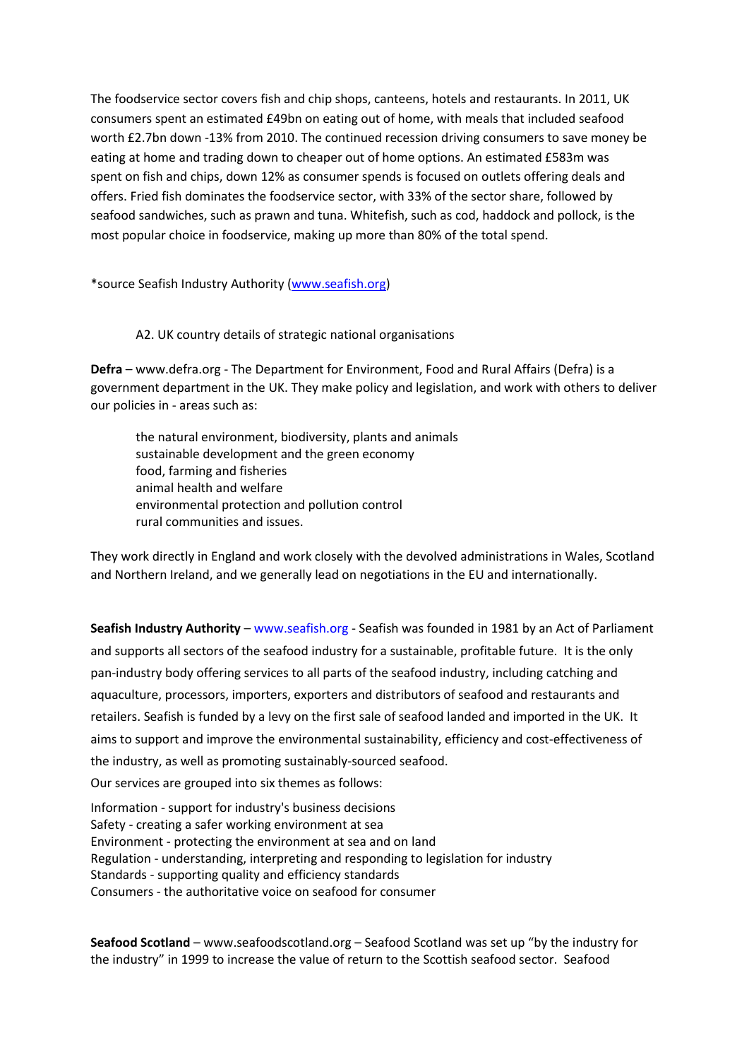The foodservice sector covers fish and chip shops, canteens, hotels and restaurants. In 2011, UK consumers spent an estimated £49bn on eating out of home, with meals that included seafood worth £2.7bn down -13% from 2010. The continued recession driving consumers to save money be eating at home and trading down to cheaper out of home options. An estimated £583m was spent on fish and chips, down 12% as consumer spends is focused on outlets offering deals and offers. Fried fish dominates the foodservice sector, with 33% of the sector share, followed by seafood sandwiches, such as prawn and tuna. Whitefish, such as cod, haddock and pollock, is the most popular choice in foodservice, making up more than 80% of the total spend.

*source Seafish Industry Authority (www.seafish.org)

A2. UK country details of strategic national organisations

**Defra** – www.defra.org - The Department for Environment, Food and Rural Affairs (Defra) is a government department in the UK. They make policy and legislation, and work with others to deliver our policies in - areas such as:

- the natural environment, biodiversity, plants and animals
- sustainable development and the green economy
- food, farming and fisheries
- animal health and welfare
- environmental protection and pollution control
- rural communities and issues.

They work directly in England and work closely with the devolved administrations in Wales, Scotland and Northern Ireland, and we generally lead on negotiations in the EU and internationally.

**Seafish Industry Authority** – www.seafish.org - Seafish was founded in 1981 by an Act of Parliament and supports all sectors of the seafood industry for a sustainable, profitable future. It is the only pan-industry body offering services to all parts of the seafood industry, including catching and aquaculture, processors, importers, exporters and distributors of seafood and restaurants and retailers. Seafish is funded by a levy on the first sale of seafood landed and imported in the UK. It aims to support and improve the environmental sustainability, efficiency and cost-effectiveness of the industry, as well as promoting sustainably-sourced seafood.

Our services are grouped into six themes as follows:

Information - support for industry's business decisions
Safety - creating a safer working environment at sea
Environment - protecting the environment at sea and on land
Regulation - understanding, interpreting and responding to legislation for industry
Standards - supporting quality and efficiency standards
Consumers - the authoritative voice on seafood for consumer

**Seafood Scotland** – www.seafoodscotland.org – Seafood Scotland was set up "by the industry for the industry" in 1999 to increase the value of return to the Scottish seafood sector. Seafood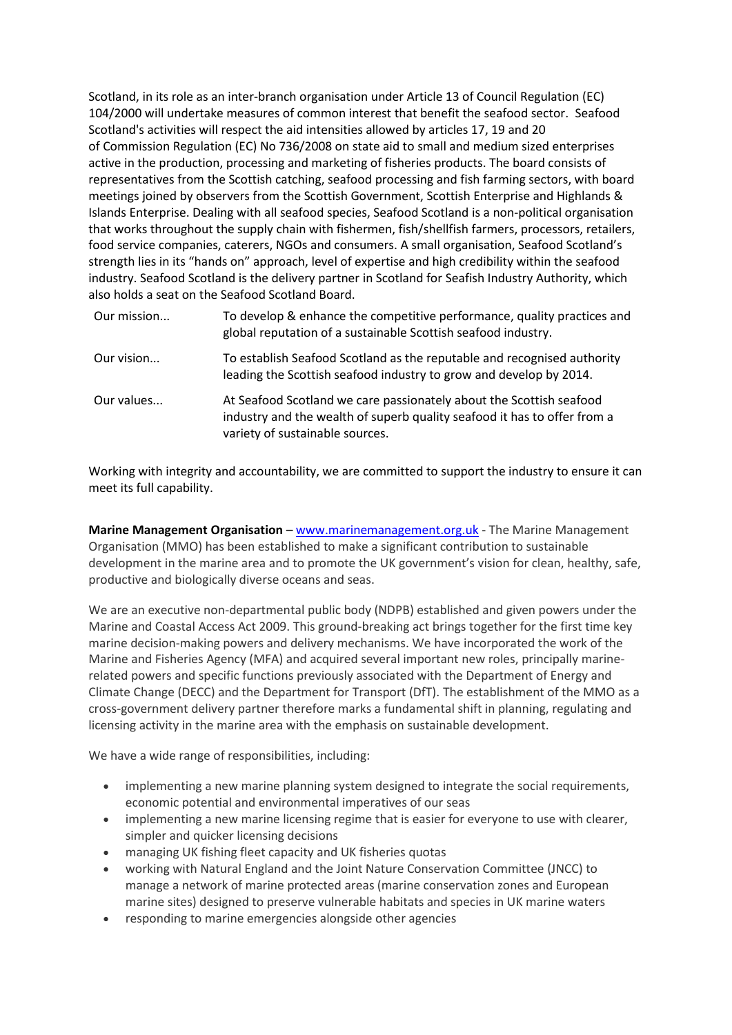Scotland, in its role as an inter-branch organisation under Article 13 of Council Regulation (EC) 104/2000 will undertake measures of common interest that benefit the seafood sector. Seafood Scotland's activities will respect the aid intensities allowed by articles 17, 19 and 20 of Commission Regulation (EC) No 736/2008 on state aid to small and medium sized enterprises active in the production, processing and marketing of fisheries products. The board consists of representatives from the Scottish catching, seafood processing and fish farming sectors, with board meetings joined by observers from the Scottish Government, Scottish Enterprise and Highlands & Islands Enterprise. Dealing with all seafood species, Seafood Scotland is a non-political organisation that works throughout the supply chain with fishermen, fish/shellfish farmers, processors, retailers, food service companies, caterers, NGOs and consumers. A small organisation, Seafood Scotland's strength lies in its "hands on" approach, level of expertise and high credibility within the seafood industry. Seafood Scotland is the delivery partner in Scotland for Seafish Industry Authority, which also holds a seat on the Seafood Scotland Board.

| | |
|---|---|
| Our mission... | To develop & enhance the competitive performance, quality practices and global reputation of a sustainable Scottish seafood industry. |
| Our vision... | To establish Seafood Scotland as the reputable and recognised authority leading the Scottish seafood industry to grow and develop by 2014. |
| Our values... | At Seafood Scotland we care passionately about the Scottish seafood industry and the wealth of superb quality seafood it has to offer from a variety of sustainable sources. |

Working with integrity and accountability, we are committed to support the industry to ensure it can meet its full capability.

**Marine Management Organisation** – www.marinemanagement.org.uk - The Marine Management Organisation (MMO) has been established to make a significant contribution to sustainable development in the marine area and to promote the UK government's vision for clean, healthy, safe, productive and biologically diverse oceans and seas.

We are an executive non-departmental public body (NDPB) established and given powers under the Marine and Coastal Access Act 2009. This ground-breaking act brings together for the first time key marine decision-making powers and delivery mechanisms. We have incorporated the work of the Marine and Fisheries Agency (MFA) and acquired several important new roles, principally marine-related powers and specific functions previously associated with the Department of Energy and Climate Change (DECC) and the Department for Transport (DfT). The establishment of the MMO as a cross-government delivery partner therefore marks a fundamental shift in planning, regulating and licensing activity in the marine area with the emphasis on sustainable development.

We have a wide range of responsibilities, including:

- implementing a new marine planning system designed to integrate the social requirements, economic potential and environmental imperatives of our seas
- implementing a new marine licensing regime that is easier for everyone to use with clearer, simpler and quicker licensing decisions
- managing UK fishing fleet capacity and UK fisheries quotas
- working with Natural England and the Joint Nature Conservation Committee (JNCC) to manage a network of marine protected areas (marine conservation zones and European marine sites) designed to preserve vulnerable habitats and species in UK marine waters
- responding to marine emergencies alongside other agencies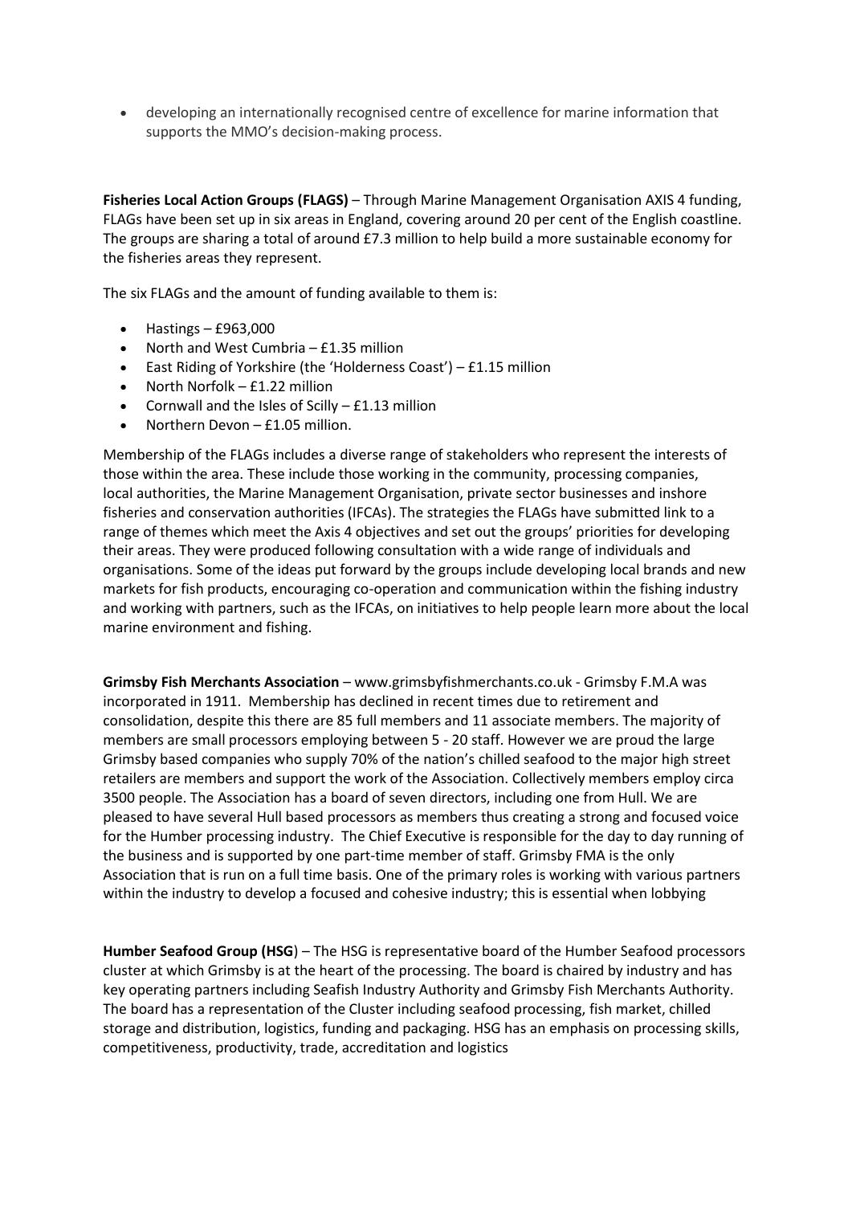- developing an internationally recognised centre of excellence for marine information that supports the MMO's decision-making process.

**Fisheries Local Action Groups (FLAGS)** – Through Marine Management Organisation AXIS 4 funding, FLAGs have been set up in six areas in England, covering around 20 per cent of the English coastline. The groups are sharing a total of around £7.3 million to help build a more sustainable economy for the fisheries areas they represent.

The six FLAGs and the amount of funding available to them is:

- Hastings – £963,000
- North and West Cumbria – £1.35 million
- East Riding of Yorkshire (the 'Holderness Coast') – £1.15 million
- North Norfolk – £1.22 million
- Cornwall and the Isles of Scilly – £1.13 million
- Northern Devon – £1.05 million.

Membership of the FLAGs includes a diverse range of stakeholders who represent the interests of those within the area. These include those working in the community, processing companies, local authorities, the Marine Management Organisation, private sector businesses and inshore fisheries and conservation authorities (IFCAs). The strategies the FLAGs have submitted link to a range of themes which meet the Axis 4 objectives and set out the groups' priorities for developing their areas. They were produced following consultation with a wide range of individuals and organisations. Some of the ideas put forward by the groups include developing local brands and new markets for fish products, encouraging co-operation and communication within the fishing industry and working with partners, such as the IFCAs, on initiatives to help people learn more about the local marine environment and fishing.

**Grimsby Fish Merchants Association** – www.grimsbyfishmerchants.co.uk - Grimsby F.M.A was incorporated in 1911. Membership has declined in recent times due to retirement and consolidation, despite this there are 85 full members and 11 associate members. The majority of members are small processors employing between 5 - 20 staff. However we are proud the large Grimsby based companies who supply 70% of the nation's chilled seafood to the major high street retailers are members and support the work of the Association. Collectively members employ circa 3500 people. The Association has a board of seven directors, including one from Hull. We are pleased to have several Hull based processors as members thus creating a strong and focused voice for the Humber processing industry. The Chief Executive is responsible for the day to day running of the business and is supported by one part-time member of staff. Grimsby FMA is the only Association that is run on a full time basis. One of the primary roles is working with various partners within the industry to develop a focused and cohesive industry; this is essential when lobbying

**Humber Seafood Group (HSG**) – The HSG is representative board of the Humber Seafood processors cluster at which Grimsby is at the heart of the processing. The board is chaired by industry and has key operating partners including Seafish Industry Authority and Grimsby Fish Merchants Authority. The board has a representation of the Cluster including seafood processing, fish market, chilled storage and distribution, logistics, funding and packaging. HSG has an emphasis on processing skills, competitiveness, productivity, trade, accreditation and logistics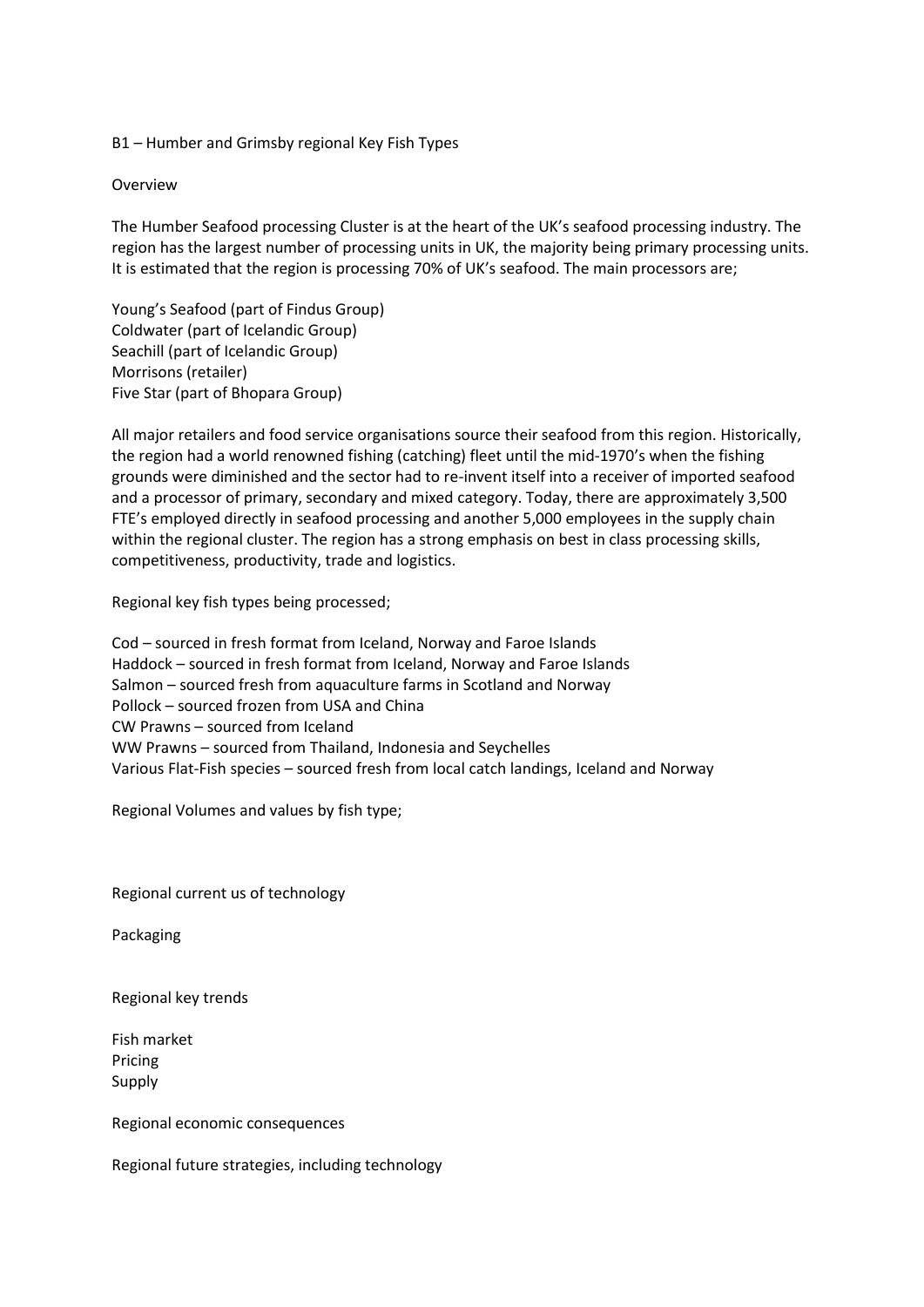# B1 – Humber and Grimsby regional Key Fish Types

## Overview

The Humber Seafood processing Cluster is at the heart of the UK's seafood processing industry. The region has the largest number of processing units in UK, the majority being primary processing units. It is estimated that the region is processing 70% of UK's seafood. The main processors are;

Young's Seafood (part of Findus Group)
Coldwater (part of Icelandic Group)
Seachill (part of Icelandic Group)
Morrisons (retailer)
Five Star (part of Bhopara Group)

All major retailers and food service organisations source their seafood from this region. Historically, the region had a world renowned fishing (catching) fleet until the mid-1970's when the fishing grounds were diminished and the sector had to re-invent itself into a receiver of imported seafood and a processor of primary, secondary and mixed category. Today, there are approximately 3,500 FTE's employed directly in seafood processing and another 5,000 employees in the supply chain within the regional cluster. The region has a strong emphasis on best in class processing skills, competitiveness, productivity, trade and logistics.

Regional key fish types being processed;

Cod – sourced in fresh format from Iceland, Norway and Faroe Islands
Haddock – sourced in fresh format from Iceland, Norway and Faroe Islands
Salmon – sourced fresh from aquaculture farms in Scotland and Norway
Pollock – sourced frozen from USA and China
CW Prawns – sourced from Iceland
WW Prawns – sourced from Thailand, Indonesia and Seychelles
Various Flat-Fish species – sourced fresh from local catch landings, Iceland and Norway

## Regional Volumes and values by fish type;

## Regional current us of technology

Packaging

## Regional key trends

Fish market
Pricing
Supply

## Regional economic consequences

## Regional future strategies, including technology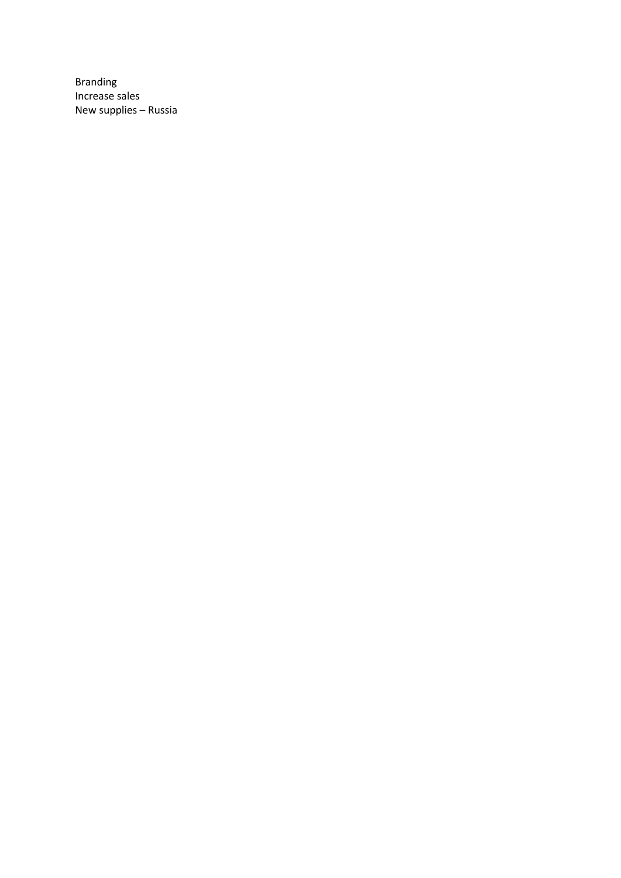Branding
Increase sales
New supplies – Russia